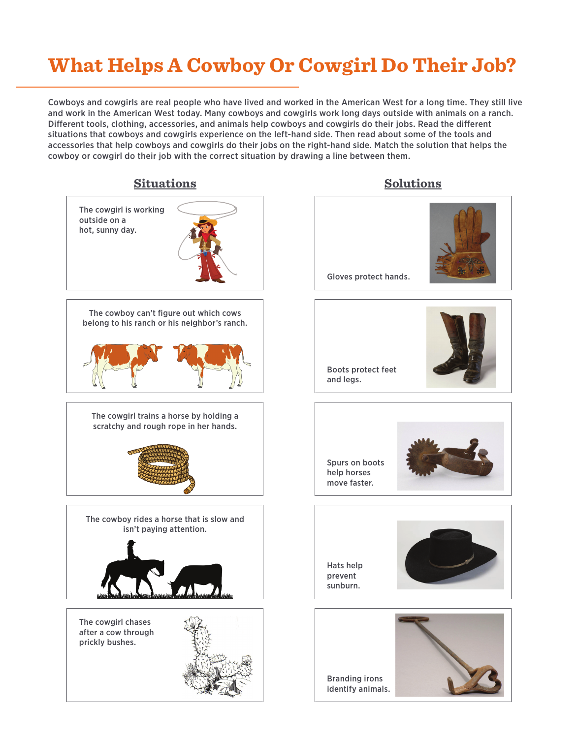# What Helps A Cowboy Or Cowgirl Do Their Job?

Cowboys and cowgirls are real people who have lived and worked in the American West for a long time. They still live and work in the American West today. Many cowboys and cowgirls work long days outside with animals on a ranch. Different tools, clothing, accessories, and animals help cowboys and cowgirls do their jobs. Read the different situations that cowboys and cowgirls experience on the left-hand side. Then read about some of the tools and accessories that help cowboys and cowgirls do their jobs on the right-hand side. Match the solution that helps the cowboy or cowgirl do their job with the correct situation by drawing a line between them.

## Situations

The cowgirl is working outside on a hot, sunny day.

The cowboy can't figure out which cows belong to his ranch or his neighbor's ranch.

The cowgirl trains a horse by holding a scratchy and rough rope in her hands.

The cowboy rides a horse that is slow and isn't paying attention.

The cowgirl chases after a cow through prickly bushes.

## Solutions

Gloves protect hands.

Boots protect feet and legs.

Spurs on boots help horses move faster.

Hats help prevent sunburn.

Branding irons identify animals.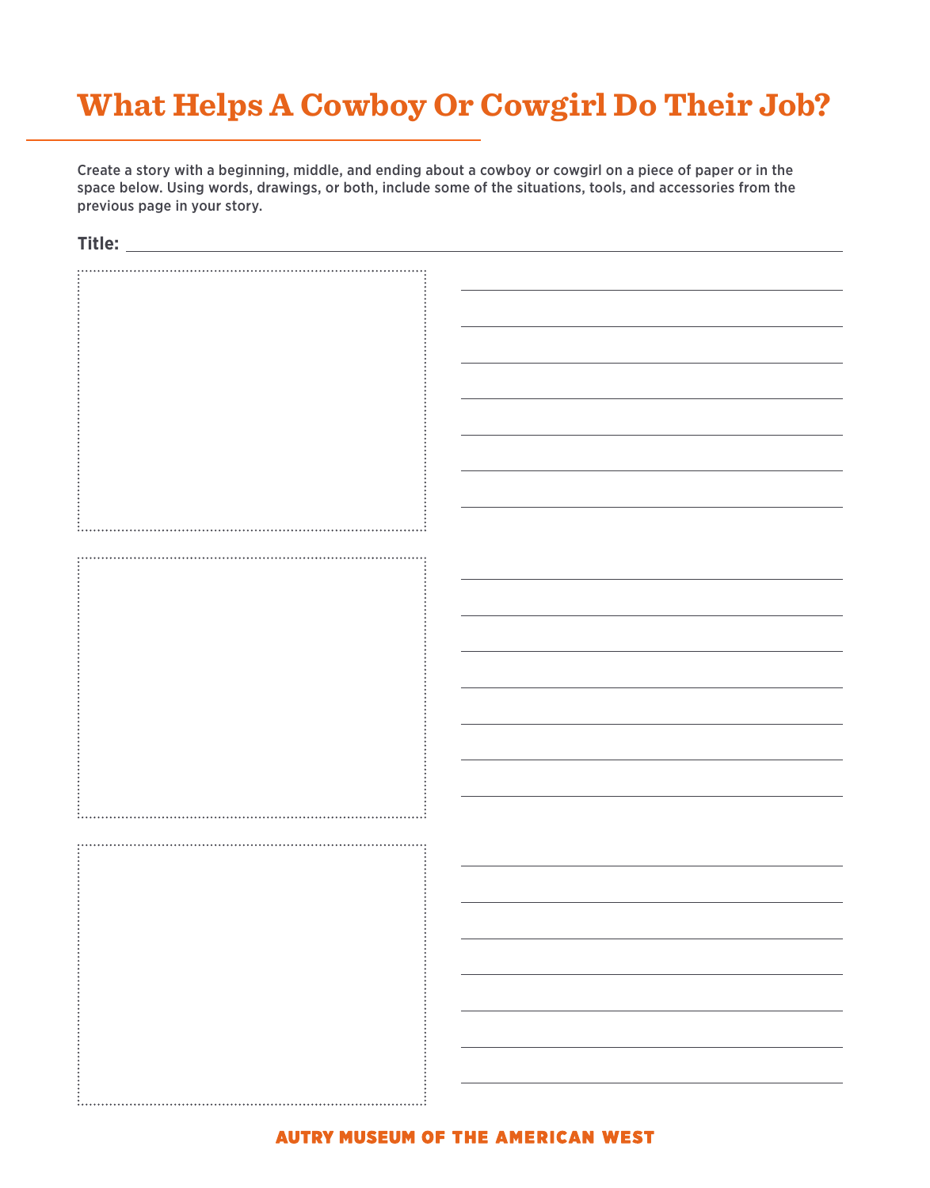# What Helps A Cowboy Or Cowgirl Do Their Job?

Create a story with a beginning, middle, and ending about a cowboy or cowgirl on a piece of paper or in the space below. Using words, drawings, or both, include some of the situations, tools, and accessories from the previous page in your story.

**Title:** ______________________________

AUTRY MUSEUM OF THE AMERICAN WEST